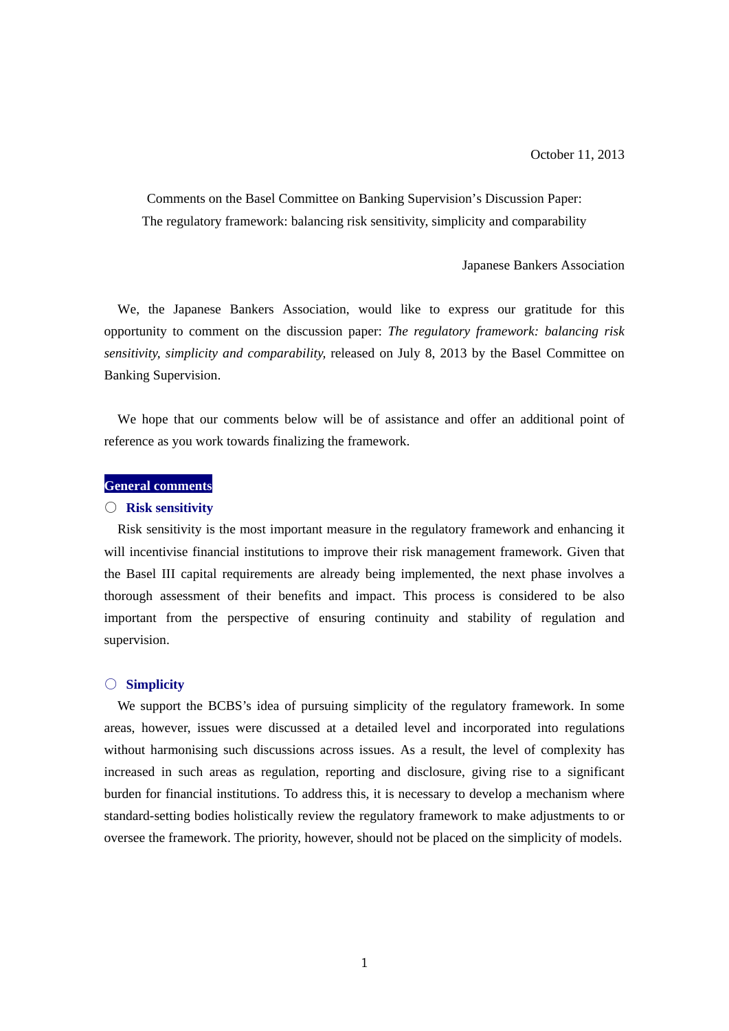October 11, 2013

Comments on the Basel Committee on Banking Supervision's Discussion Paper:
The regulatory framework: balancing risk sensitivity, simplicity and comparability

Japanese Bankers Association

We, the Japanese Bankers Association, would like to express our gratitude for this opportunity to comment on the discussion paper: *The regulatory framework: balancing risk sensitivity, simplicity and comparability,* released on July 8, 2013 by the Basel Committee on Banking Supervision.

We hope that our comments below will be of assistance and offer an additional point of reference as you work towards finalizing the framework.

## General comments

### ○ Risk sensitivity

Risk sensitivity is the most important measure in the regulatory framework and enhancing it will incentivise financial institutions to improve their risk management framework. Given that the Basel III capital requirements are already being implemented, the next phase involves a thorough assessment of their benefits and impact. This process is considered to be also important from the perspective of ensuring continuity and stability of regulation and supervision.

### ○ Simplicity

We support the BCBS's idea of pursuing simplicity of the regulatory framework. In some areas, however, issues were discussed at a detailed level and incorporated into regulations without harmonising such discussions across issues. As a result, the level of complexity has increased in such areas as regulation, reporting and disclosure, giving rise to a significant burden for financial institutions. To address this, it is necessary to develop a mechanism where standard-setting bodies holistically review the regulatory framework to make adjustments to or oversee the framework. The priority, however, should not be placed on the simplicity of models.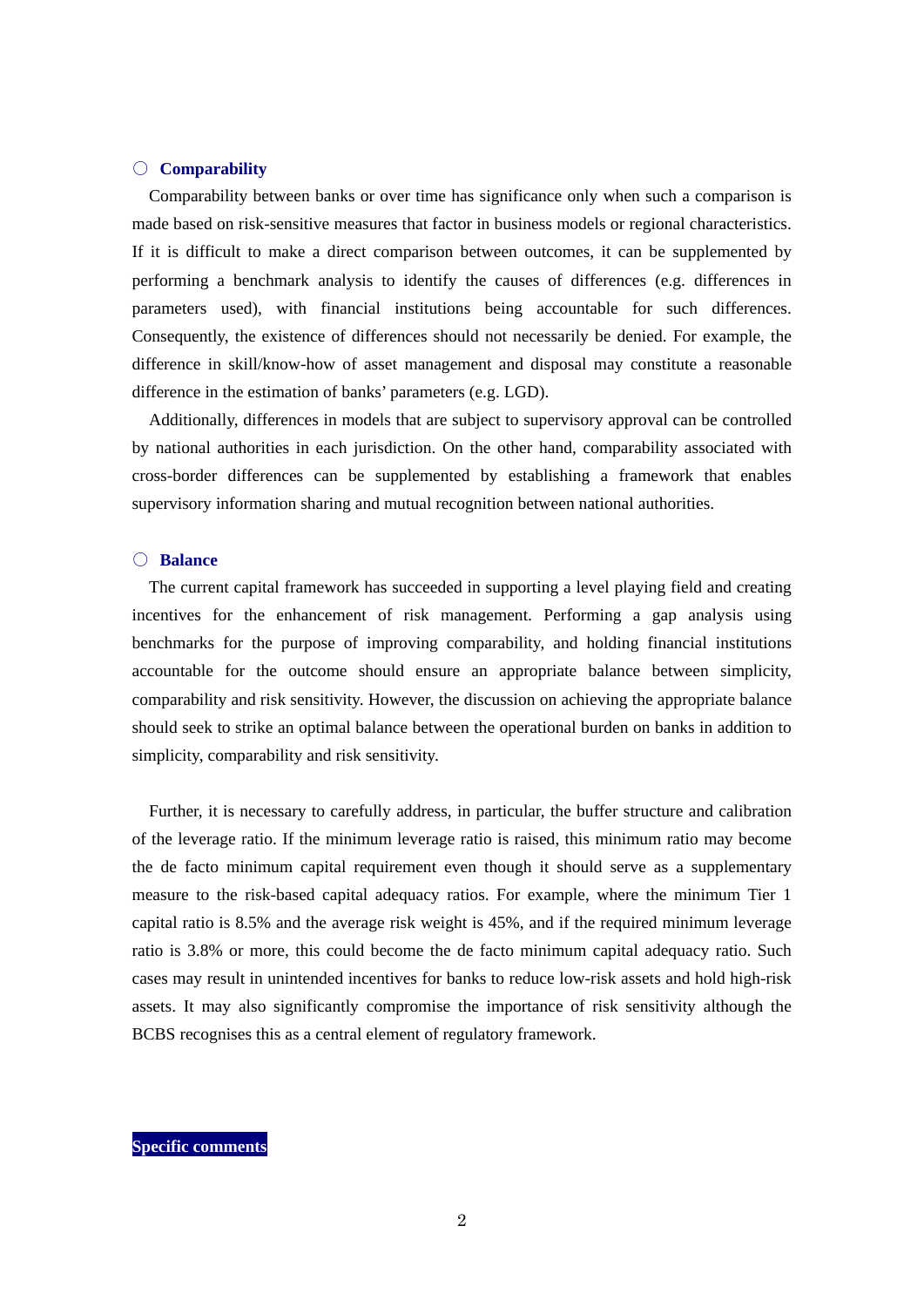○ **Comparability**

Comparability between banks or over time has significance only when such a comparison is made based on risk-sensitive measures that factor in business models or regional characteristics. If it is difficult to make a direct comparison between outcomes, it can be supplemented by performing a benchmark analysis to identify the causes of differences (e.g. differences in parameters used), with financial institutions being accountable for such differences. Consequently, the existence of differences should not necessarily be denied. For example, the difference in skill/know-how of asset management and disposal may constitute a reasonable difference in the estimation of banks' parameters (e.g. LGD).

Additionally, differences in models that are subject to supervisory approval can be controlled by national authorities in each jurisdiction. On the other hand, comparability associated with cross-border differences can be supplemented by establishing a framework that enables supervisory information sharing and mutual recognition between national authorities.

○ **Balance**

The current capital framework has succeeded in supporting a level playing field and creating incentives for the enhancement of risk management. Performing a gap analysis using benchmarks for the purpose of improving comparability, and holding financial institutions accountable for the outcome should ensure an appropriate balance between simplicity, comparability and risk sensitivity. However, the discussion on achieving the appropriate balance should seek to strike an optimal balance between the operational burden on banks in addition to simplicity, comparability and risk sensitivity.

Further, it is necessary to carefully address, in particular, the buffer structure and calibration of the leverage ratio. If the minimum leverage ratio is raised, this minimum ratio may become the de facto minimum capital requirement even though it should serve as a supplementary measure to the risk-based capital adequacy ratios. For example, where the minimum Tier 1 capital ratio is 8.5% and the average risk weight is 45%, and if the required minimum leverage ratio is 3.8% or more, this could become the de facto minimum capital adequacy ratio. Such cases may result in unintended incentives for banks to reduce low-risk assets and hold high-risk assets. It may also significantly compromise the importance of risk sensitivity although the BCBS recognises this as a central element of regulatory framework.

**Specific comments**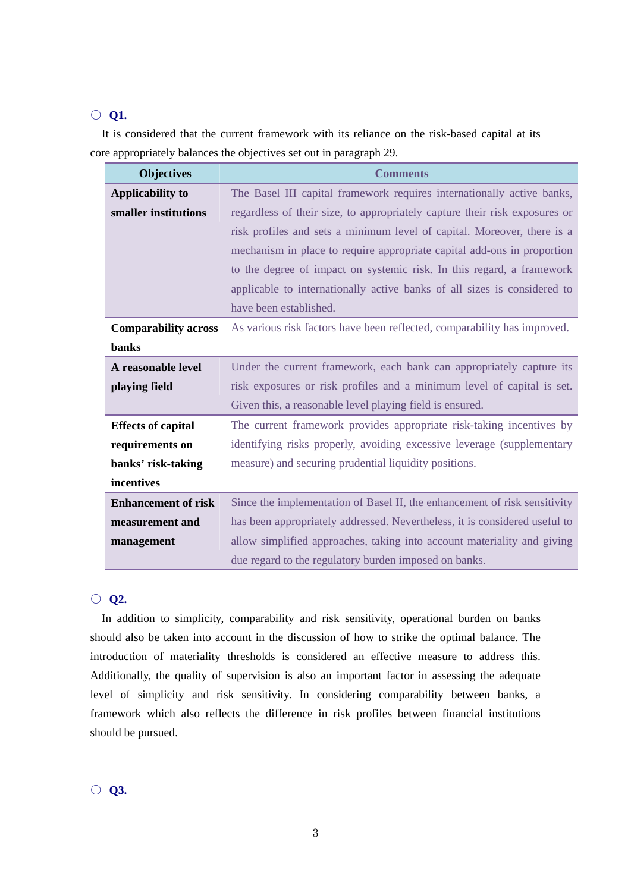○ **Q1.**

It is considered that the current framework with its reliance on the risk-based capital at its core appropriately balances the objectives set out in paragraph 29.

| Objectives | Comments |
|---|---|
| **Applicability to smaller institutions** | The Basel III capital framework requires internationally active banks, regardless of their size, to appropriately capture their risk exposures or risk profiles and sets a minimum level of capital. Moreover, there is a mechanism in place to require appropriate capital add-ons in proportion to the degree of impact on systemic risk. In this regard, a framework applicable to internationally active banks of all sizes is considered to have been established. |
| **Comparability across banks** | As various risk factors have been reflected, comparability has improved. |
| **A reasonable level playing field** | Under the current framework, each bank can appropriately capture its risk exposures or risk profiles and a minimum level of capital is set. Given this, a reasonable level playing field is ensured. |
| **Effects of capital requirements on banks' risk-taking incentives** | The current framework provides appropriate risk-taking incentives by identifying risks properly, avoiding excessive leverage (supplementary measure) and securing prudential liquidity positions. |
| **Enhancement of risk measurement and management** | Since the implementation of Basel II, the enhancement of risk sensitivity has been appropriately addressed. Nevertheless, it is considered useful to allow simplified approaches, taking into account materiality and giving due regard to the regulatory burden imposed on banks. |

○ **Q2.**

In addition to simplicity, comparability and risk sensitivity, operational burden on banks should also be taken into account in the discussion of how to strike the optimal balance. The introduction of materiality thresholds is considered an effective measure to address this. Additionally, the quality of supervision is also an important factor in assessing the adequate level of simplicity and risk sensitivity. In considering comparability between banks, a framework which also reflects the difference in risk profiles between financial institutions should be pursued.

○ **Q3.**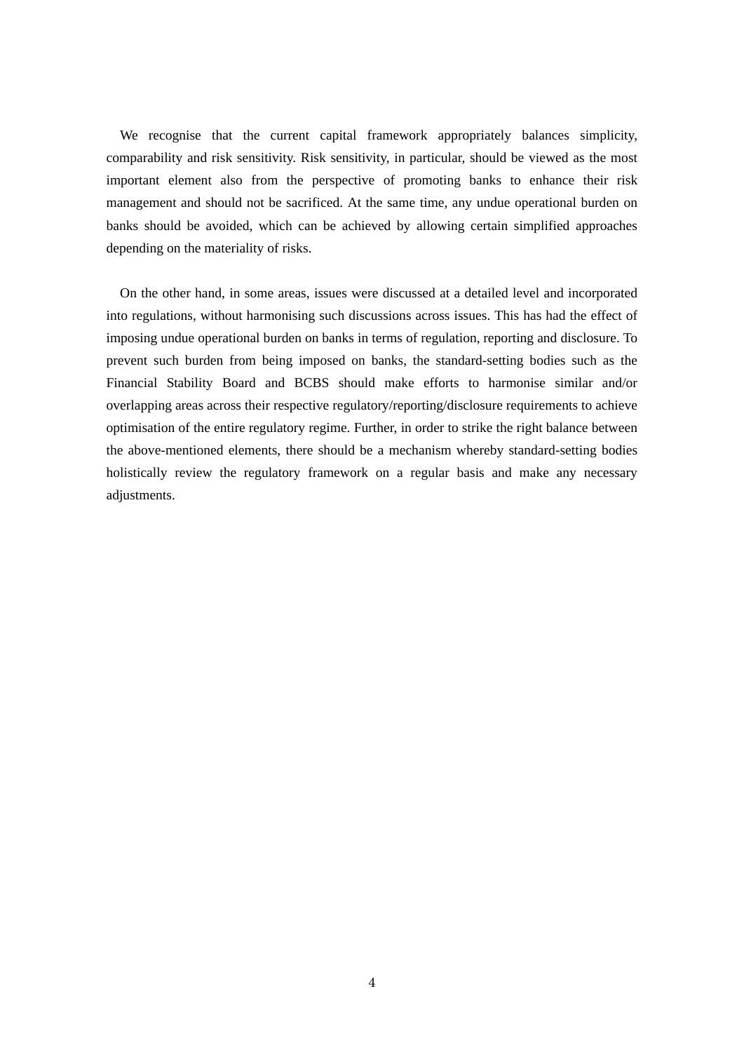We recognise that the current capital framework appropriately balances simplicity, comparability and risk sensitivity. Risk sensitivity, in particular, should be viewed as the most important element also from the perspective of promoting banks to enhance their risk management and should not be sacrificed. At the same time, any undue operational burden on banks should be avoided, which can be achieved by allowing certain simplified approaches depending on the materiality of risks.

On the other hand, in some areas, issues were discussed at a detailed level and incorporated into regulations, without harmonising such discussions across issues. This has had the effect of imposing undue operational burden on banks in terms of regulation, reporting and disclosure. To prevent such burden from being imposed on banks, the standard-setting bodies such as the Financial Stability Board and BCBS should make efforts to harmonise similar and/or overlapping areas across their respective regulatory/reporting/disclosure requirements to achieve optimisation of the entire regulatory regime. Further, in order to strike the right balance between the above-mentioned elements, there should be a mechanism whereby standard-setting bodies holistically review the regulatory framework on a regular basis and make any necessary adjustments.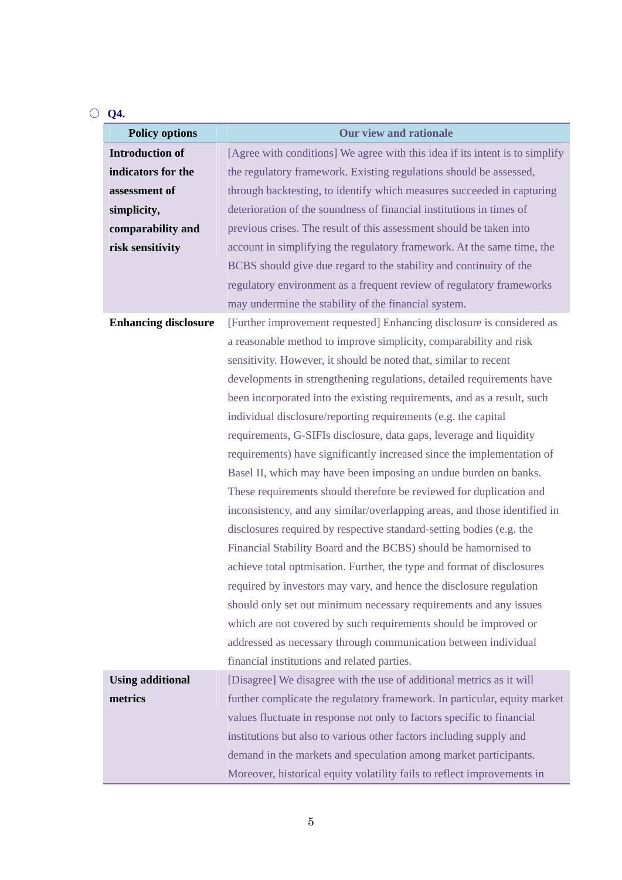○ **Q4.**

| Policy options | Our view and rationale |
|---|---|
| **Introduction of indicators for the assessment of simplicity, comparability and risk sensitivity** | [Agree with conditions] We agree with this idea if its intent is to simplify the regulatory framework. Existing regulations should be assessed, through backtesting, to identify which measures succeeded in capturing deterioration of the soundness of financial institutions in times of previous crises. The result of this assessment should be taken into account in simplifying the regulatory framework. At the same time, the BCBS should give due regard to the stability and continuity of the regulatory environment as a frequent review of regulatory frameworks may undermine the stability of the financial system. |
| **Enhancing disclosure** | [Further improvement requested] Enhancing disclosure is considered as a reasonable method to improve simplicity, comparability and risk sensitivity. However, it should be noted that, similar to recent developments in strengthening regulations, detailed requirements have been incorporated into the existing requirements, and as a result, such individual disclosure/reporting requirements (e.g. the capital requirements, G-SIFIs disclosure, data gaps, leverage and liquidity requirements) have significantly increased since the implementation of Basel II, which may have been imposing an undue burden on banks. These requirements should therefore be reviewed for duplication and inconsistency, and any similar/overlapping areas, and those identified in disclosures required by respective standard-setting bodies (e.g. the Financial Stability Board and the BCBS) should be hamornised to achieve total optmisation. Further, the type and format of disclosures required by investors may vary, and hence the disclosure regulation should only set out minimum necessary requirements and any issues which are not covered by such requirements should be improved or addressed as necessary through communication between individual financial institutions and related parties. |
| **Using additional metrics** | [Disagree] We disagree with the use of additional metrics as it will further complicate the regulatory framework. In particular, equity market values fluctuate in response not only to factors specific to financial institutions but also to various other factors including supply and demand in the markets and speculation among market participants. Moreover, historical equity volatility fails to reflect improvements in |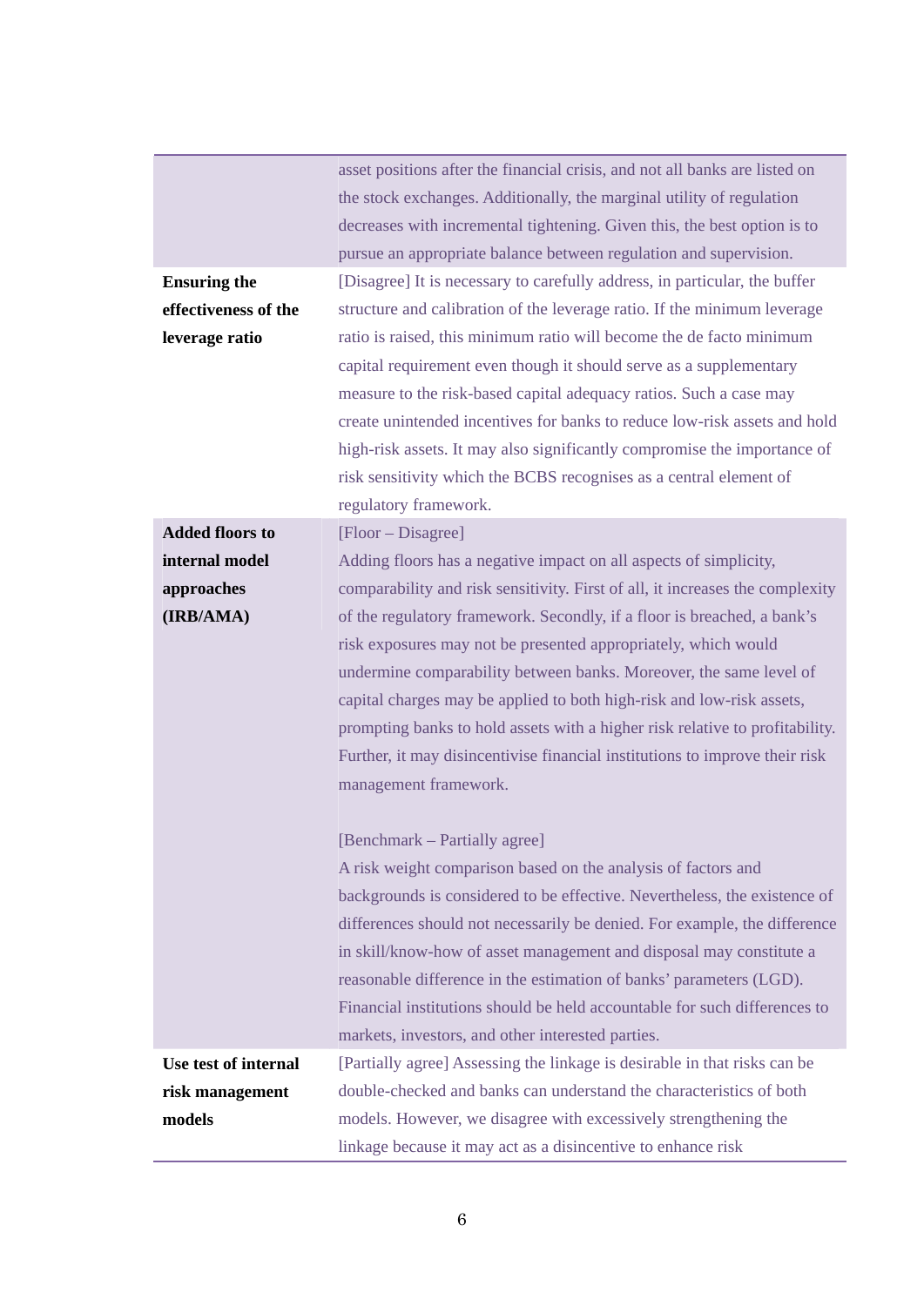| | |
|---|---|
| | asset positions after the financial crisis, and not all banks are listed on the stock exchanges. Additionally, the marginal utility of regulation decreases with incremental tightening. Given this, the best option is to pursue an appropriate balance between regulation and supervision. |
| **Ensuring the effectiveness of the leverage ratio** | [Disagree] It is necessary to carefully address, in particular, the buffer structure and calibration of the leverage ratio. If the minimum leverage ratio is raised, this minimum ratio will become the de facto minimum capital requirement even though it should serve as a supplementary measure to the risk-based capital adequacy ratios. Such a case may create unintended incentives for banks to reduce low-risk assets and hold high-risk assets. It may also significantly compromise the importance of risk sensitivity which the BCBS recognises as a central element of regulatory framework. |
| **Added floors to internal model approaches (IRB/AMA)** | [Floor – Disagree]<br>Adding floors has a negative impact on all aspects of simplicity, comparability and risk sensitivity. First of all, it increases the complexity of the regulatory framework. Secondly, if a floor is breached, a bank's risk exposures may not be presented appropriately, which would undermine comparability between banks. Moreover, the same level of capital charges may be applied to both high-risk and low-risk assets, prompting banks to hold assets with a higher risk relative to profitability. Further, it may disincentivise financial institutions to improve their risk management framework.<br><br>[Benchmark – Partially agree]<br>A risk weight comparison based on the analysis of factors and backgrounds is considered to be effective. Nevertheless, the existence of differences should not necessarily be denied. For example, the difference in skill/know-how of asset management and disposal may constitute a reasonable difference in the estimation of banks' parameters (LGD). Financial institutions should be held accountable for such differences to markets, investors, and other interested parties. |
| **Use test of internal risk management models** | [Partially agree] Assessing the linkage is desirable in that risks can be double-checked and banks can understand the characteristics of both models. However, we disagree with excessively strengthening the linkage because it may act as a disincentive to enhance risk |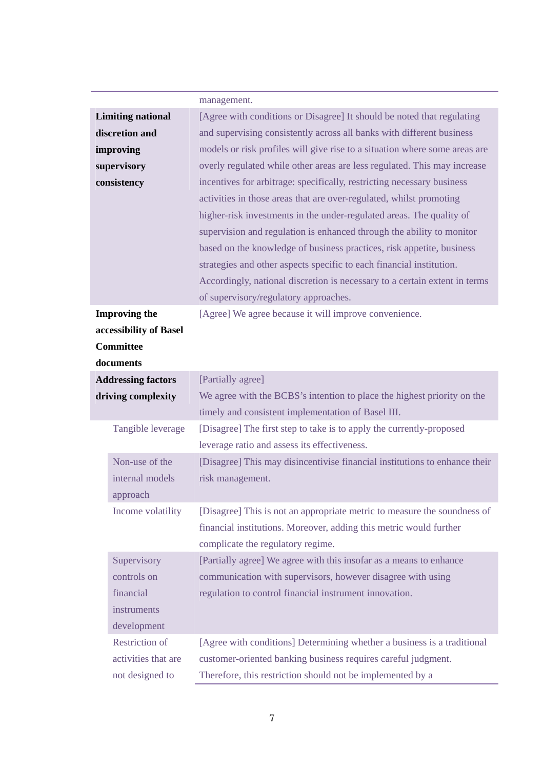| | |
|---|---|
| | management. |
| **Limiting national discretion and improving supervisory consistency** | [Agree with conditions or Disagree] It should be noted that regulating and supervising consistently across all banks with different business models or risk profiles will give rise to a situation where some areas are overly regulated while other areas are less regulated. This may increase incentives for arbitrage: specifically, restricting necessary business activities in those areas that are over-regulated, whilst promoting higher-risk investments in the under-regulated areas. The quality of supervision and regulation is enhanced through the ability to monitor based on the knowledge of business practices, risk appetite, business strategies and other aspects specific to each financial institution. Accordingly, national discretion is necessary to a certain extent in terms of supervisory/regulatory approaches. |
| **Improving the accessibility of Basel Committee documents** | [Agree] We agree because it will improve convenience. |
| **Addressing factors driving complexity** | [Partially agree]<br>We agree with the BCBS's intention to place the highest priority on the timely and consistent implementation of Basel III. |
| Tangible leverage | [Disagree] The first step to take is to apply the currently-proposed leverage ratio and assess its effectiveness. |
| Non-use of the internal models approach | [Disagree] This may disincentivise financial institutions to enhance their risk management. |
| Income volatility | [Disagree] This is not an appropriate metric to measure the soundness of financial institutions. Moreover, adding this metric would further complicate the regulatory regime. |
| Supervisory controls on financial instruments development | [Partially agree] We agree with this insofar as a means to enhance communication with supervisors, however disagree with using regulation to control financial instrument innovation. |
| Restriction of activities that are not designed to | [Agree with conditions] Determining whether a business is a traditional customer-oriented banking business requires careful judgment. Therefore, this restriction should not be implemented by a |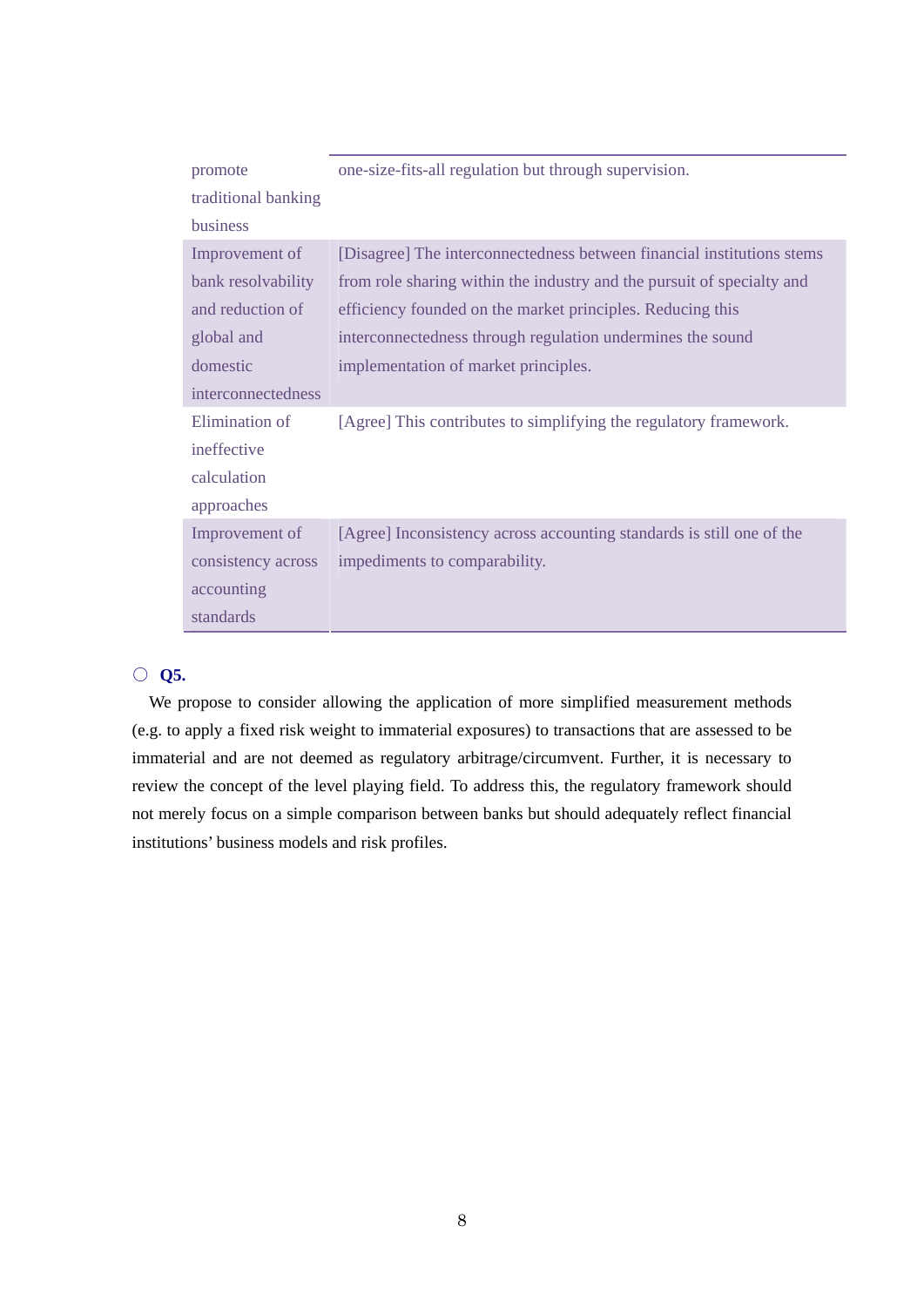| | |
|---|---|
| promote traditional banking business | one-size-fits-all regulation but through supervision. |
| Improvement of bank resolvability and reduction of global and domestic interconnectedness | [Disagree] The interconnectedness between financial institutions stems from role sharing within the industry and the pursuit of specialty and efficiency founded on the market principles. Reducing this interconnectedness through regulation undermines the sound implementation of market principles. |
| Elimination of ineffective calculation approaches | [Agree] This contributes to simplifying the regulatory framework. |
| Improvement of consistency across accounting standards | [Agree] Inconsistency across accounting standards is still one of the impediments to comparability. |

○ **Q5.**

We propose to consider allowing the application of more simplified measurement methods (e.g. to apply a fixed risk weight to immaterial exposures) to transactions that are assessed to be immaterial and are not deemed as regulatory arbitrage/circumvent. Further, it is necessary to review the concept of the level playing field. To address this, the regulatory framework should not merely focus on a simple comparison between banks but should adequately reflect financial institutions' business models and risk profiles.